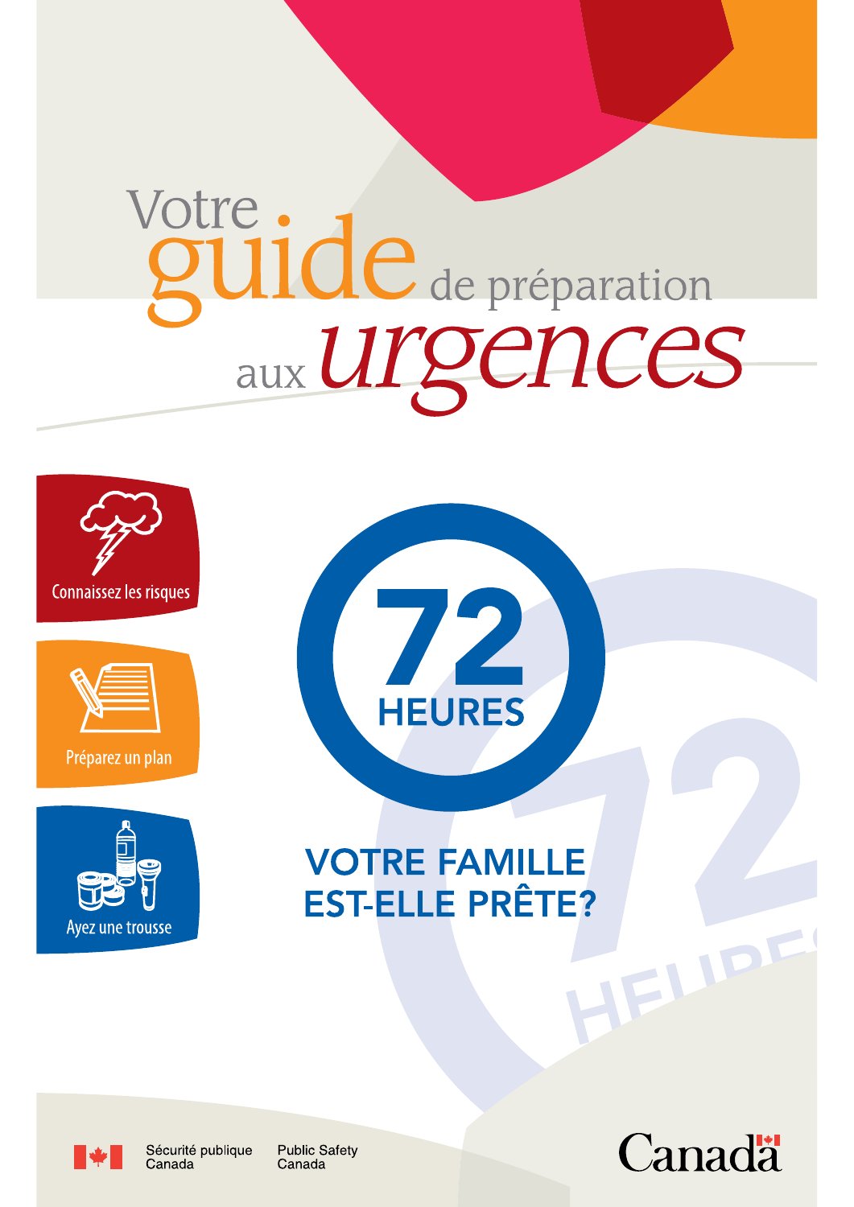# Votre guide de préparation aux urgences

Connaissez les risques

Préparez un plan

Ayez une trousse

## 72 HEURES

## VOTRE FAMILLE EST-ELLE PRÊTE?

Sécurité publique Canada | Public Safety Canada

Canada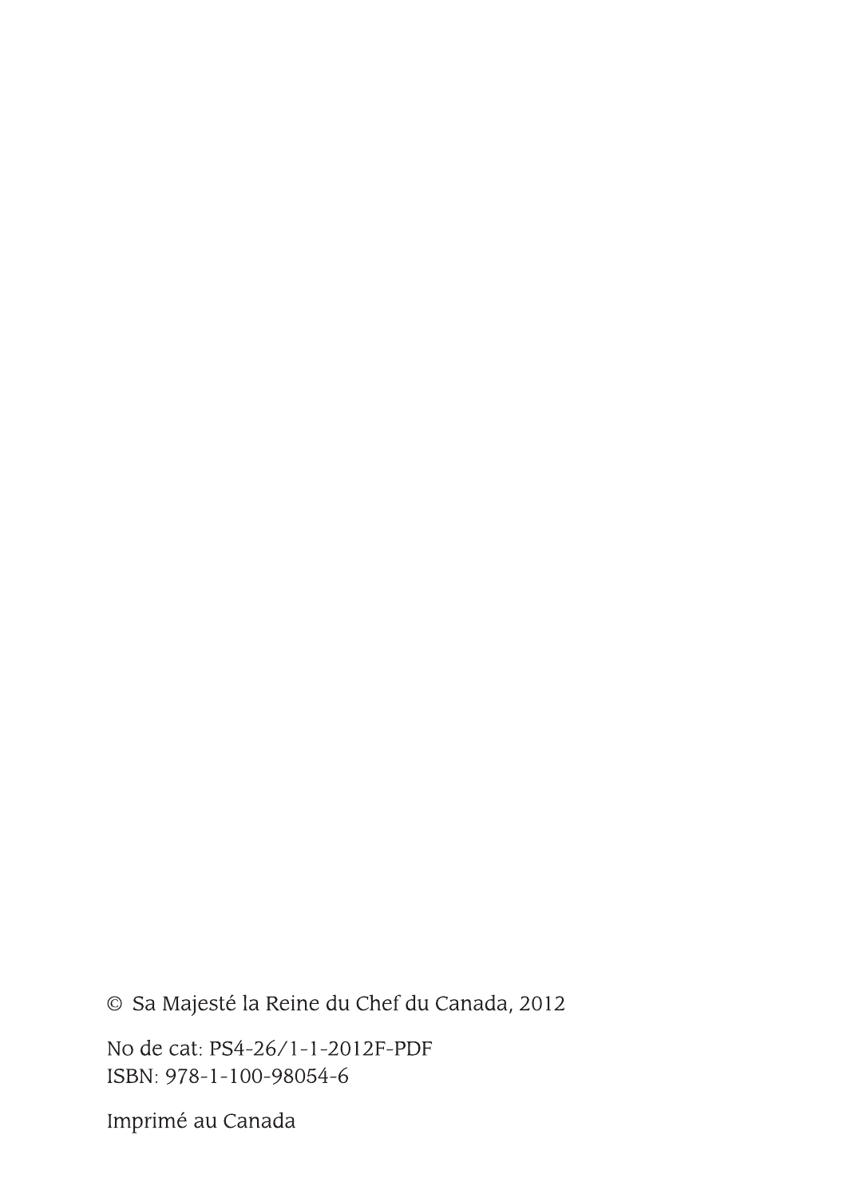© Sa Majesté la Reine du Chef du Canada, 2012

No de cat: PS4-26/1-1-2012F-PDF
ISBN: 978-1-100-98054-6

Imprimé au Canada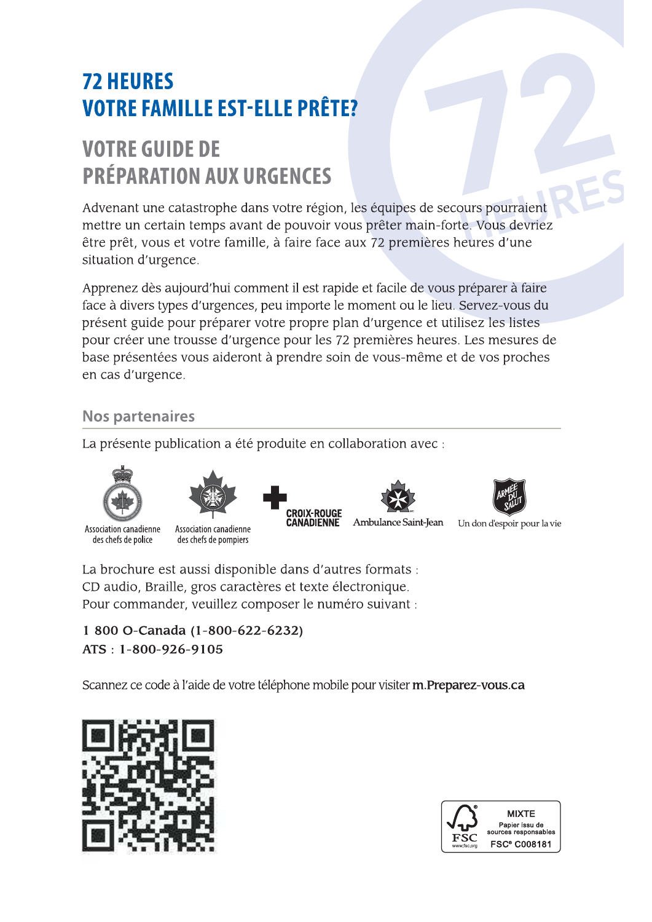# 72 HEURES
# VOTRE FAMILLE EST-ELLE PRÊTE?

## VOTRE GUIDE DE PRÉPARATION AUX URGENCES

Advenant une catastrophe dans votre région, les équipes de secours pourraient mettre un certain temps avant de pouvoir vous prêter main-forte. Vous devriez être prêt, vous et votre famille, à faire face aux 72 premières heures d'une situation d'urgence.

Apprenez dès aujourd'hui comment il est rapide et facile de vous préparer à faire face à divers types d'urgences, peu importe le moment ou le lieu. Servez-vous du présent guide pour préparer votre propre plan d'urgence et utilisez les listes pour créer une trousse d'urgence pour les 72 premières heures. Les mesures de base présentées vous aideront à prendre soin de vous-même et de vos proches en cas d'urgence.

### Nos partenaires

La présente publication a été produite en collaboration avec :

Association canadienne des chefs de police

Association canadienne des chefs de pompiers

CROIX-ROUGE CANADIENNE

Ambulance Saint-Jean

ARMÉE DU SALUT — Un don d'espoir pour la vie

La brochure est aussi disponible dans d'autres formats : CD audio, Braille, gros caractères et texte électronique. Pour commander, veuillez composer le numéro suivant :

**1 800 O-Canada (1-800-622-6232)**
**ATS : 1-800-926-9105**

Scannez ce code à l'aide de votre téléphone mobile pour visiter **m.Preparez-vous.ca**

FSC — MIXTE — Papier issu de sources responsables — FSC® C008181 — www.fsc.org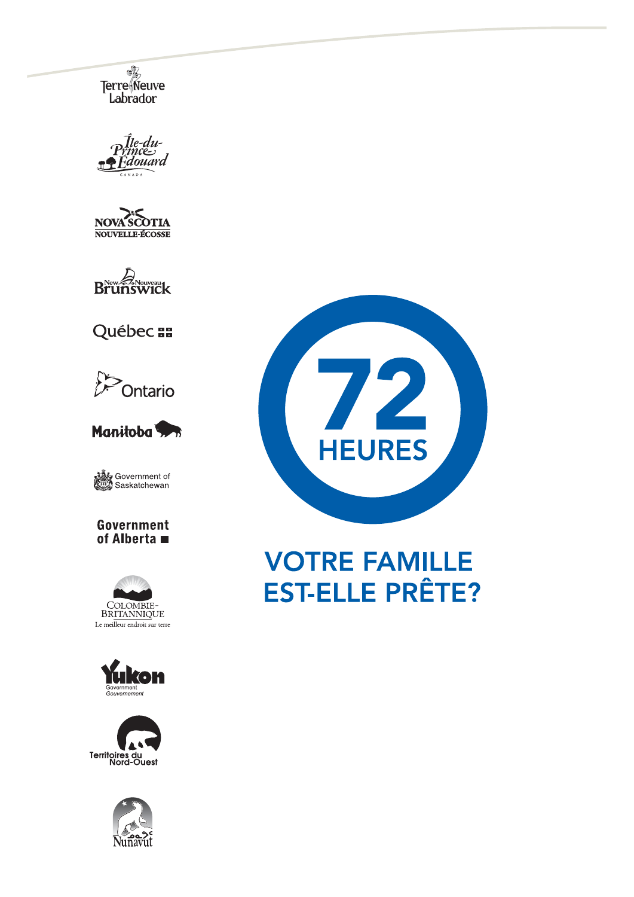Terre-Neuve Labrador

Île-du-Prince-Édouard CANADA

NOVA SCOTIA NOUVELLE-ÉCOSSE

New Nouveau Brunswick

Québec

Ontario

Manitoba

Government of Saskatchewan

Government of Alberta

COLOMBIE-BRITANNIQUE Le meilleur endroit sur terre

Yukon Government Gouvernement

Territoires du Nord-Ouest

Nunavut

# 72 HEURES

## VOTRE FAMILLE EST-ELLE PRÊTE?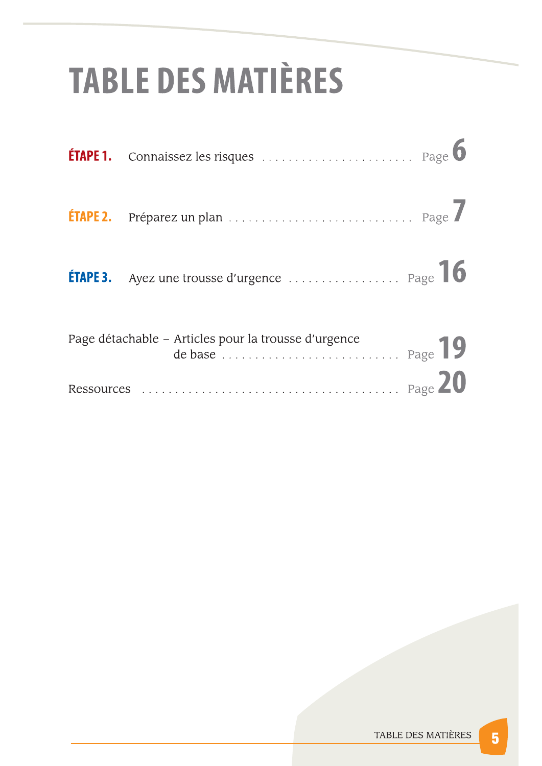# TABLE DES MATIÈRES

**ÉTAPE 1.** Connaissez les risques . . . . . . . . . . . . . . . . . . . . . . . . Page **6**

**ÉTAPE 2.** Préparez un plan . . . . . . . . . . . . . . . . . . . . . . . . . . . . Page **7**

**ÉTAPE 3.** Ayez une trousse d'urgence . . . . . . . . . . . . . . . . . . Page **16**

Page détachable – Articles pour la trousse d'urgence de base . . . . . . . . . . . . . . . . . . . . . . . . . . . Page **19**

Ressources . . . . . . . . . . . . . . . . . . . . . . . . . . . . . . . . . . . . . . Page **20**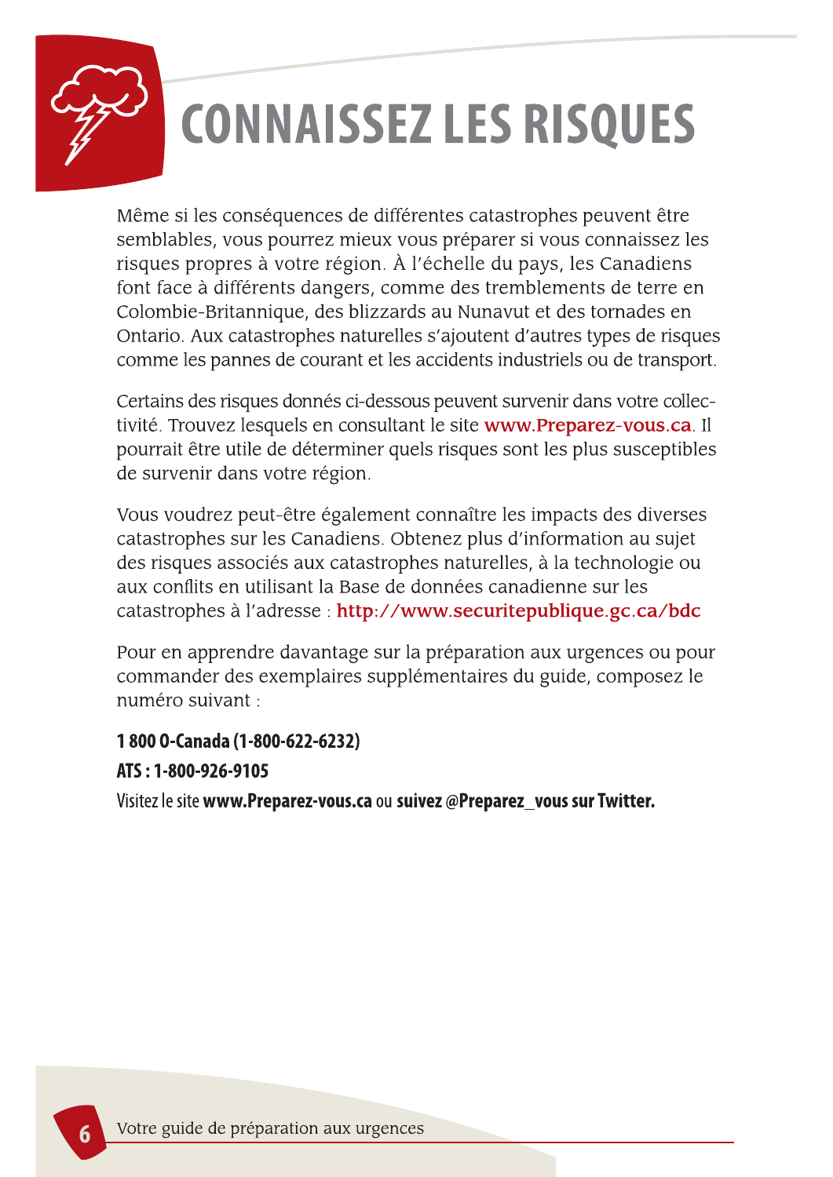# CONNAISSEZ LES RISQUES

Même si les conséquences de différentes catastrophes peuvent être semblables, vous pourrez mieux vous préparer si vous connaissez les risques propres à votre région. À l'échelle du pays, les Canadiens font face à différents dangers, comme des tremblements de terre en Colombie-Britannique, des blizzards au Nunavut et des tornades en Ontario. Aux catastrophes naturelles s'ajoutent d'autres types de risques comme les pannes de courant et les accidents industriels ou de transport.

Certains des risques donnés ci-dessous peuvent survenir dans votre collectivité. Trouvez lesquels en consultant le site **www.Preparez-vous.ca**. Il pourrait être utile de déterminer quels risques sont les plus susceptibles de survenir dans votre région.

Vous voudrez peut-être également connaître les impacts des diverses catastrophes sur les Canadiens. Obtenez plus d'information au sujet des risques associés aux catastrophes naturelles, à la technologie ou aux conflits en utilisant la Base de données canadienne sur les catastrophes à l'adresse : **http://www.securitepublique.gc.ca/bdc**

Pour en apprendre davantage sur la préparation aux urgences ou pour commander des exemplaires supplémentaires du guide, composez le numéro suivant :

**1 800 O-Canada (1-800-622-6232)**

**ATS : 1-800-926-9105**

Visitez le site **www.Preparez-vous.ca** ou **suivez @Preparez_vous sur Twitter.**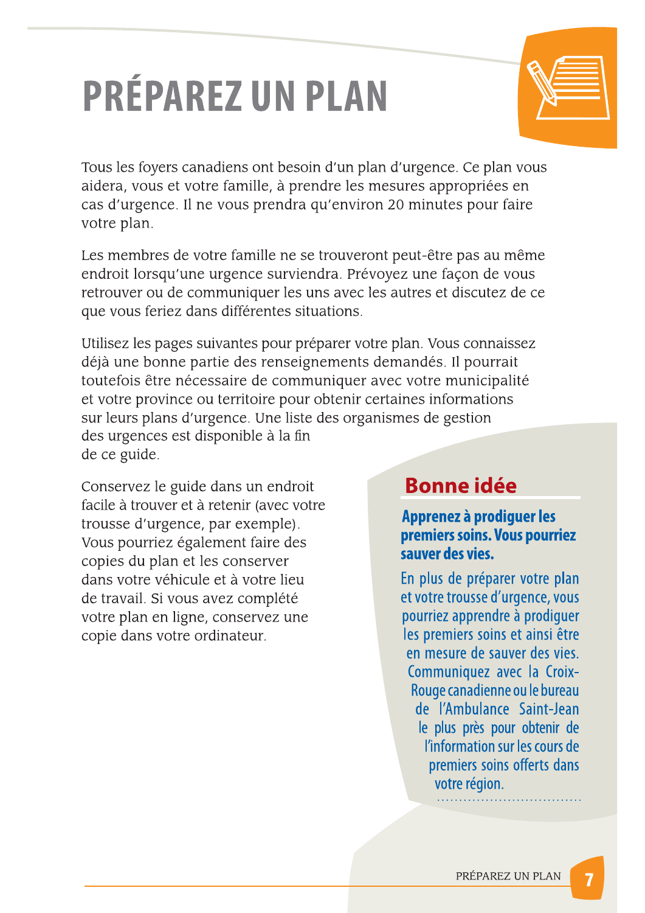# PRÉPAREZ UN PLAN

Tous les foyers canadiens ont besoin d'un plan d'urgence. Ce plan vous aidera, vous et votre famille, à prendre les mesures appropriées en cas d'urgence. Il ne vous prendra qu'environ 20 minutes pour faire votre plan.

Les membres de votre famille ne se trouveront peut-être pas au même endroit lorsqu'une urgence surviendra. Prévoyez une façon de vous retrouver ou de communiquer les uns avec les autres et discutez de ce que vous feriez dans différentes situations.

Utilisez les pages suivantes pour préparer votre plan. Vous connaissez déjà une bonne partie des renseignements demandés. Il pourrait toutefois être nécessaire de communiquer avec votre municipalité et votre province ou territoire pour obtenir certaines informations sur leurs plans d'urgence. Une liste des organismes de gestion des urgences est disponible à la fin de ce guide.

Conservez le guide dans un endroit facile à trouver et à retenir (avec votre trousse d'urgence, par exemple). Vous pourriez également faire des copies du plan et les conserver dans votre véhicule et à votre lieu de travail. Si vous avez complété votre plan en ligne, conservez une copie dans votre ordinateur.

## Bonne idée

**Apprenez à prodiguer les premiers soins. Vous pourriez sauver des vies.**

En plus de préparer votre plan et votre trousse d'urgence, vous pourriez apprendre à prodiguer les premiers soins et ainsi être en mesure de sauver des vies. Communiquez avec la Croix-Rouge canadienne ou le bureau de l'Ambulance Saint-Jean le plus près pour obtenir de l'information sur les cours de premiers soins offerts dans votre région.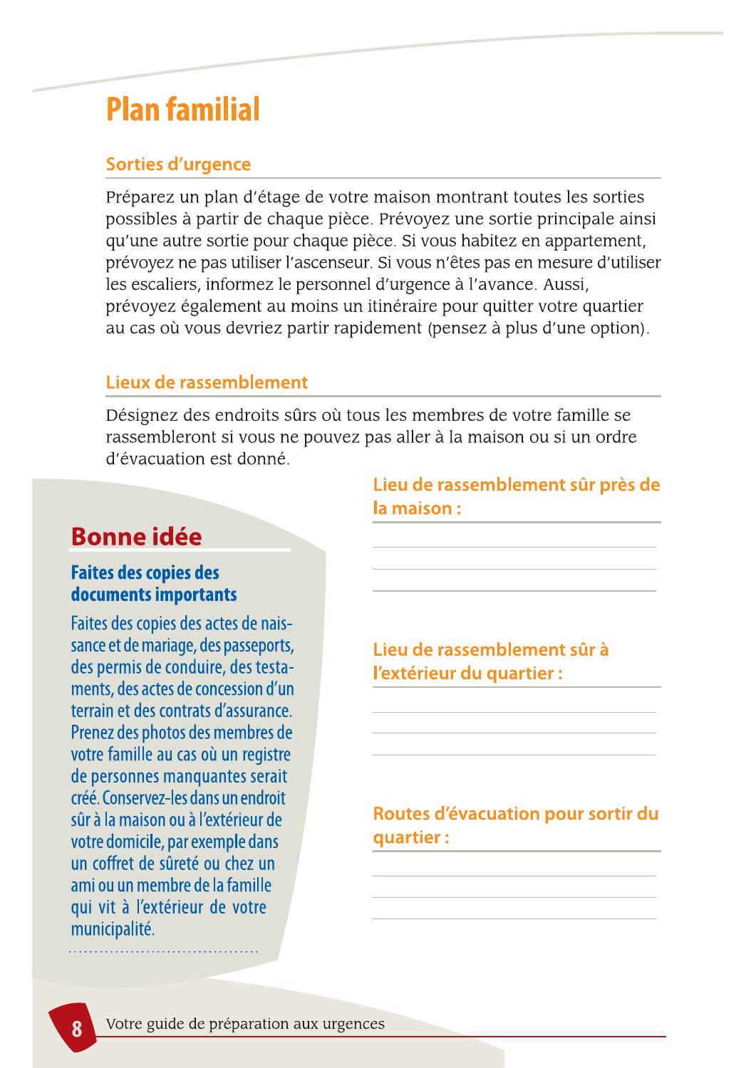# Plan familial

## Sorties d'urgence

Préparez un plan d'étage de votre maison montrant toutes les sorties possibles à partir de chaque pièce. Prévoyez une sortie principale ainsi qu'une autre sortie pour chaque pièce. Si vous habitez en appartement, prévoyez ne pas utiliser l'ascenseur. Si vous n'êtes pas en mesure d'utiliser les escaliers, informez le personnel d'urgence à l'avance. Aussi, prévoyez également au moins un itinéraire pour quitter votre quartier au cas où vous devriez partir rapidement (pensez à plus d'une option).

## Lieux de rassemblement

Désignez des endroits sûrs où tous les membres de votre famille se rassembleront si vous ne pouvez pas aller à la maison ou si un ordre d'évacuation est donné.

### Lieu de rassemblement sûr près de la maison :

\_\_\_\_\_\_\_\_\_\_\_\_\_\_\_\_\_\_\_\_\_\_\_\_\_\_\_\_\_\_

\_\_\_\_\_\_\_\_\_\_\_\_\_\_\_\_\_\_\_\_\_\_\_\_\_\_\_\_\_\_

\_\_\_\_\_\_\_\_\_\_\_\_\_\_\_\_\_\_\_\_\_\_\_\_\_\_\_\_\_\_

### Lieu de rassemblement sûr à l'extérieur du quartier :

\_\_\_\_\_\_\_\_\_\_\_\_\_\_\_\_\_\_\_\_\_\_\_\_\_\_\_\_\_\_

\_\_\_\_\_\_\_\_\_\_\_\_\_\_\_\_\_\_\_\_\_\_\_\_\_\_\_\_\_\_

\_\_\_\_\_\_\_\_\_\_\_\_\_\_\_\_\_\_\_\_\_\_\_\_\_\_\_\_\_\_

### Routes d'évacuation pour sortir du quartier :

\_\_\_\_\_\_\_\_\_\_\_\_\_\_\_\_\_\_\_\_\_\_\_\_\_\_\_\_\_\_

\_\_\_\_\_\_\_\_\_\_\_\_\_\_\_\_\_\_\_\_\_\_\_\_\_\_\_\_\_\_

\_\_\_\_\_\_\_\_\_\_\_\_\_\_\_\_\_\_\_\_\_\_\_\_\_\_\_\_\_\_

## Bonne idée

**Faites des copies des documents importants**

Faites des copies des actes de naissance et de mariage, des passeports, des permis de conduire, des testaments, des actes de concession d'un terrain et des contrats d'assurance. Prenez des photos des membres de votre famille au cas où un registre de personnes manquantes serait créé. Conservez-les dans un endroit sûr à la maison ou à l'extérieur de votre domicile, par exemple dans un coffret de sûreté ou chez un ami ou un membre de la famille qui vit à l'extérieur de votre municipalité.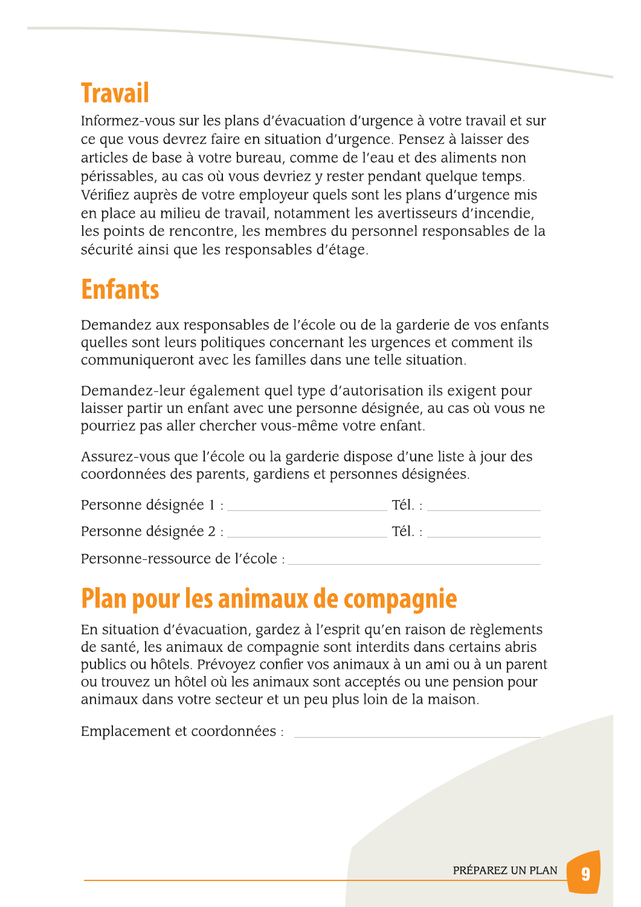## Travail

Informez-vous sur les plans d'évacuation d'urgence à votre travail et sur ce que vous devrez faire en situation d'urgence. Pensez à laisser des articles de base à votre bureau, comme de l'eau et des aliments non périssables, au cas où vous devriez y rester pendant quelque temps. Vérifiez auprès de votre employeur quels sont les plans d'urgence mis en place au milieu de travail, notamment les avertisseurs d'incendie, les points de rencontre, les membres du personnel responsables de la sécurité ainsi que les responsables d'étage.

## Enfants

Demandez aux responsables de l'école ou de la garderie de vos enfants quelles sont leurs politiques concernant les urgences et comment ils communiqueront avec les familles dans une telle situation.

Demandez-leur également quel type d'autorisation ils exigent pour laisser partir un enfant avec une personne désignée, au cas où vous ne pourriez pas aller chercher vous-même votre enfant.

Assurez-vous que l'école ou la garderie dispose d'une liste à jour des coordonnées des parents, gardiens et personnes désignées.

Personne désignée 1 : ______________________ Tél. : ________________

Personne désignée 2 : ______________________ Tél. : ________________

Personne-ressource de l'école : ____________________________________

## Plan pour les animaux de compagnie

En situation d'évacuation, gardez à l'esprit qu'en raison de règlements de santé, les animaux de compagnie sont interdits dans certains abris publics ou hôtels. Prévoyez confier vos animaux à un ami ou à un parent ou trouvez un hôtel où les animaux sont acceptés ou une pension pour animaux dans votre secteur et un peu plus loin de la maison.

Emplacement et coordonnées : ____________________________________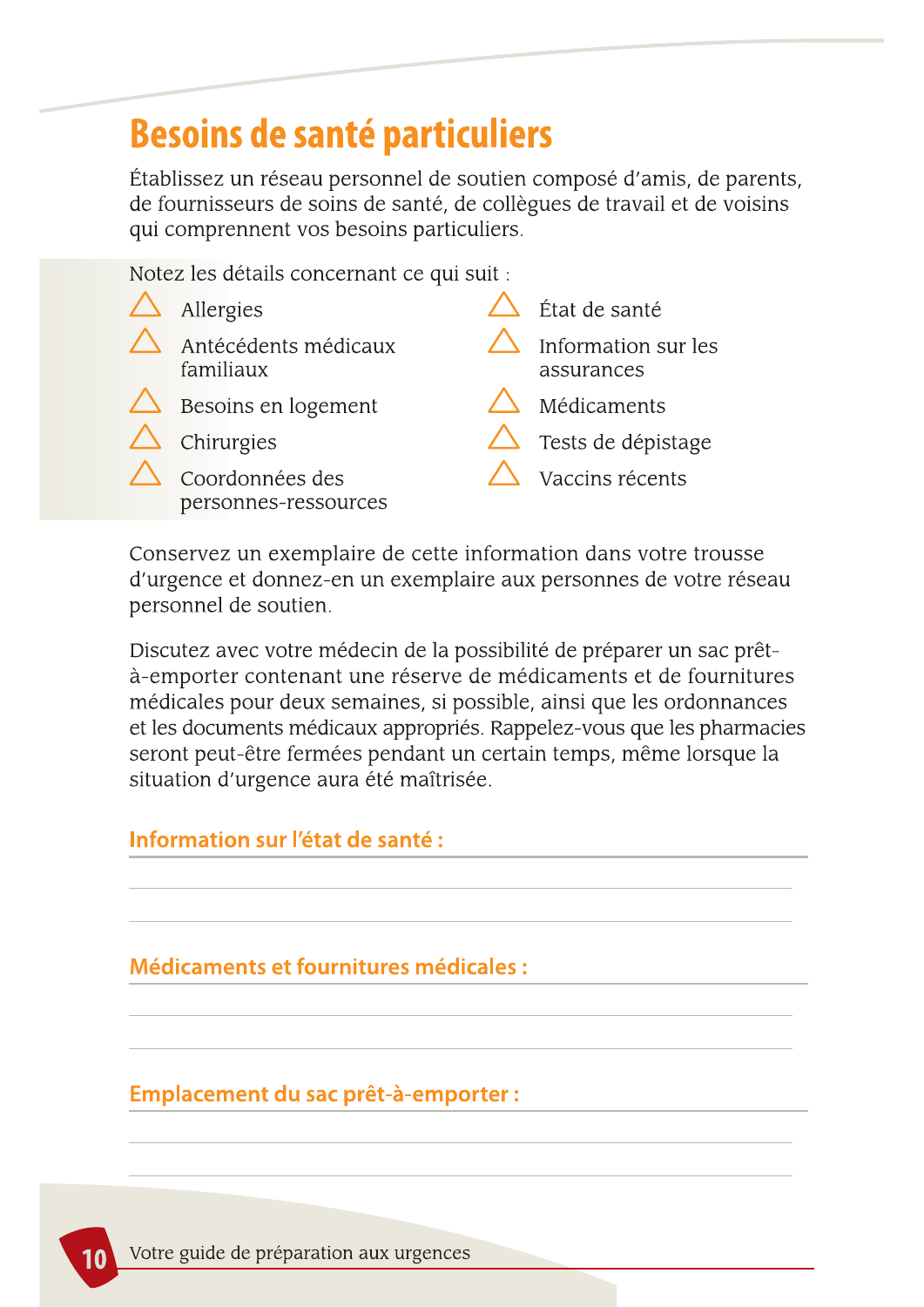# Besoins de santé particuliers

Établissez un réseau personnel de soutien composé d'amis, de parents, de fournisseurs de soins de santé, de collègues de travail et de voisins qui comprennent vos besoins particuliers.

Notez les détails concernant ce qui suit :

- Allergies
- Antécédents médicaux familiaux
- Besoins en logement
- Chirurgies
- Coordonnées des personnes-ressources
- État de santé
- Information sur les assurances
- Médicaments
- Tests de dépistage
- Vaccins récents

Conservez un exemplaire de cette information dans votre trousse d'urgence et donnez-en un exemplaire aux personnes de votre réseau personnel de soutien.

Discutez avec votre médecin de la possibilité de préparer un sac prêt-à-emporter contenant une réserve de médicaments et de fournitures médicales pour deux semaines, si possible, ainsi que les ordonnances et les documents médicaux appropriés. Rappelez-vous que les pharmacies seront peut-être fermées pendant un certain temps, même lorsque la situation d'urgence aura été maîtrisée.

## Information sur l'état de santé :

______________________________

______________________________

## Médicaments et fournitures médicales :

______________________________

______________________________

## Emplacement du sac prêt-à-emporter :

______________________________

______________________________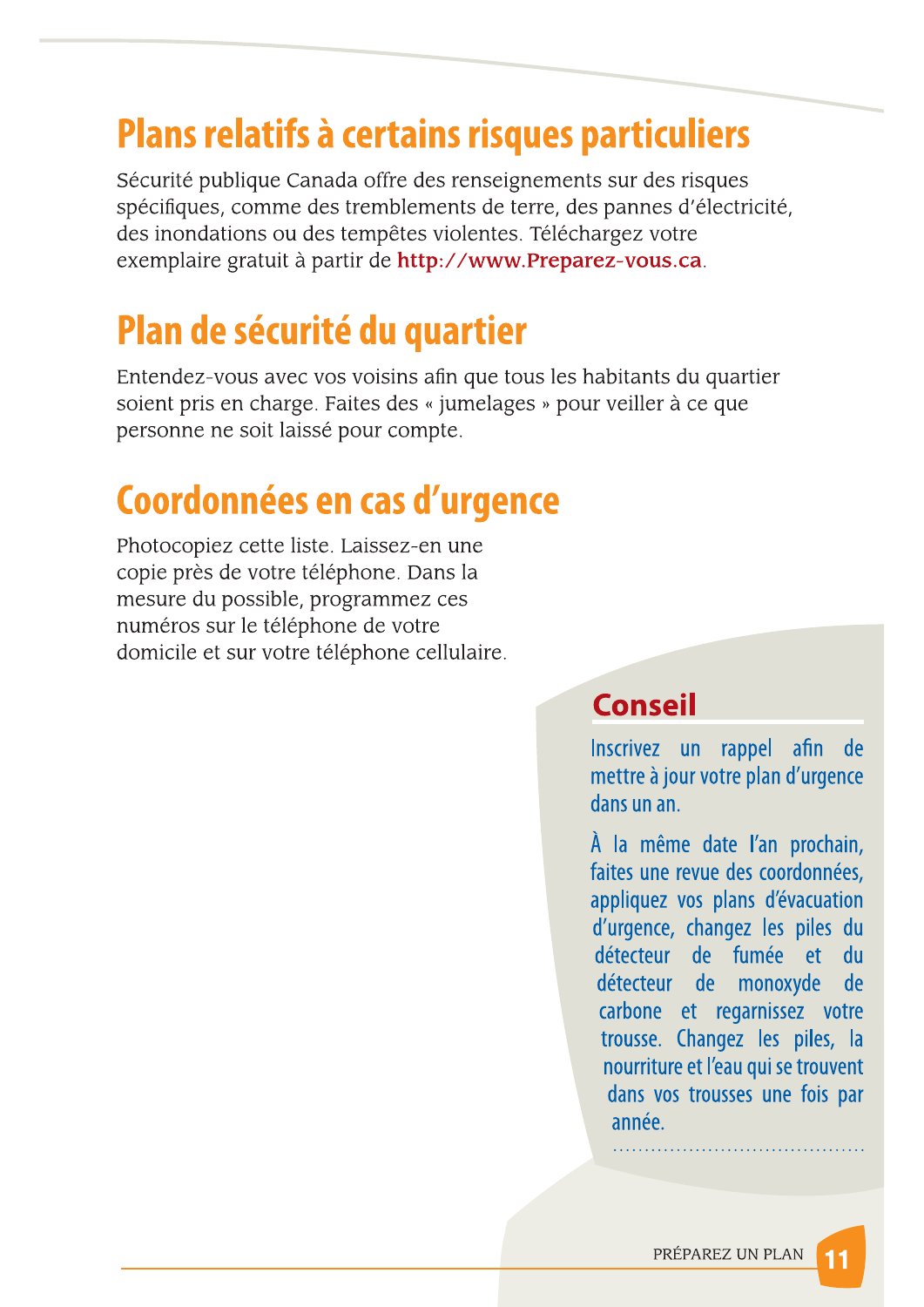## Plans relatifs à certains risques particuliers

Sécurité publique Canada offre des renseignements sur des risques spécifiques, comme des tremblements de terre, des pannes d'électricité, des inondations ou des tempêtes violentes. Téléchargez votre exemplaire gratuit à partir de **http://www.Preparez-vous.ca**.

## Plan de sécurité du quartier

Entendez-vous avec vos voisins afin que tous les habitants du quartier soient pris en charge. Faites des « jumelages » pour veiller à ce que personne ne soit laissé pour compte.

## Coordonnées en cas d'urgence

Photocopiez cette liste. Laissez-en une copie près de votre téléphone. Dans la mesure du possible, programmez ces numéros sur le téléphone de votre domicile et sur votre téléphone cellulaire.

### Conseil

Inscrivez un rappel afin de mettre à jour votre plan d'urgence dans un an.

À la même date l'an prochain, faites une revue des coordonnées, appliquez vos plans d'évacuation d'urgence, changez les piles du détecteur de fumée et du détecteur de monoxyde de carbone et regarnissez votre trousse. Changez les piles, la nourriture et l'eau qui se trouvent dans vos trousses une fois par année.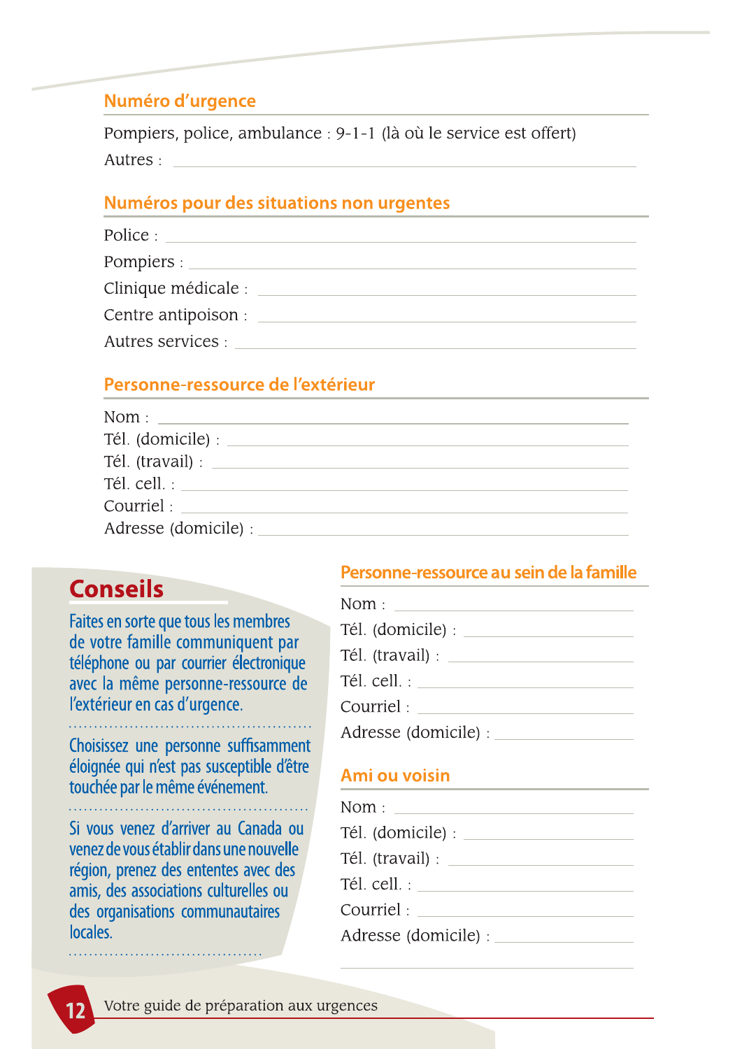## Numéro d'urgence

Pompiers, police, ambulance : 9-1-1 (là où le service est offert)

Autres : ______________________________

## Numéros pour des situations non urgentes

Police : ______________________________

Pompiers : ______________________________

Clinique médicale : ______________________________

Centre antipoison : ______________________________

Autres services : ______________________________

## Personne-ressource de l'extérieur

Nom : ______________________________

Tél. (domicile) : ______________________________

Tél. (travail) : ______________________________

Tél. cell. : ______________________________

Courriel : ______________________________

Adresse (domicile) : ______________________________

## Conseils

Faites en sorte que tous les membres de votre famille communiquent par téléphone ou par courrier électronique avec la même personne-ressource de l'extérieur en cas d'urgence.

Choisissez une personne suffisamment éloignée qui n'est pas susceptible d'être touchée par le même événement.

Si vous venez d'arriver au Canada ou venez de vous établir dans une nouvelle région, prenez des ententes avec des amis, des associations culturelles ou des organisations communautaires locales.

## Personne-ressource au sein de la famille

Nom : ______________________________

Tél. (domicile) : ______________________________

Tél. (travail) : ______________________________

Tél. cell. : ______________________________

Courriel : ______________________________

Adresse (domicile) : ______________________________

## Ami ou voisin

Nom : ______________________________

Tél. (domicile) : ______________________________

Tél. (travail) : ______________________________

Tél. cell. : ______________________________

Courriel : ______________________________

Adresse (domicile) : ______________________________

______________________________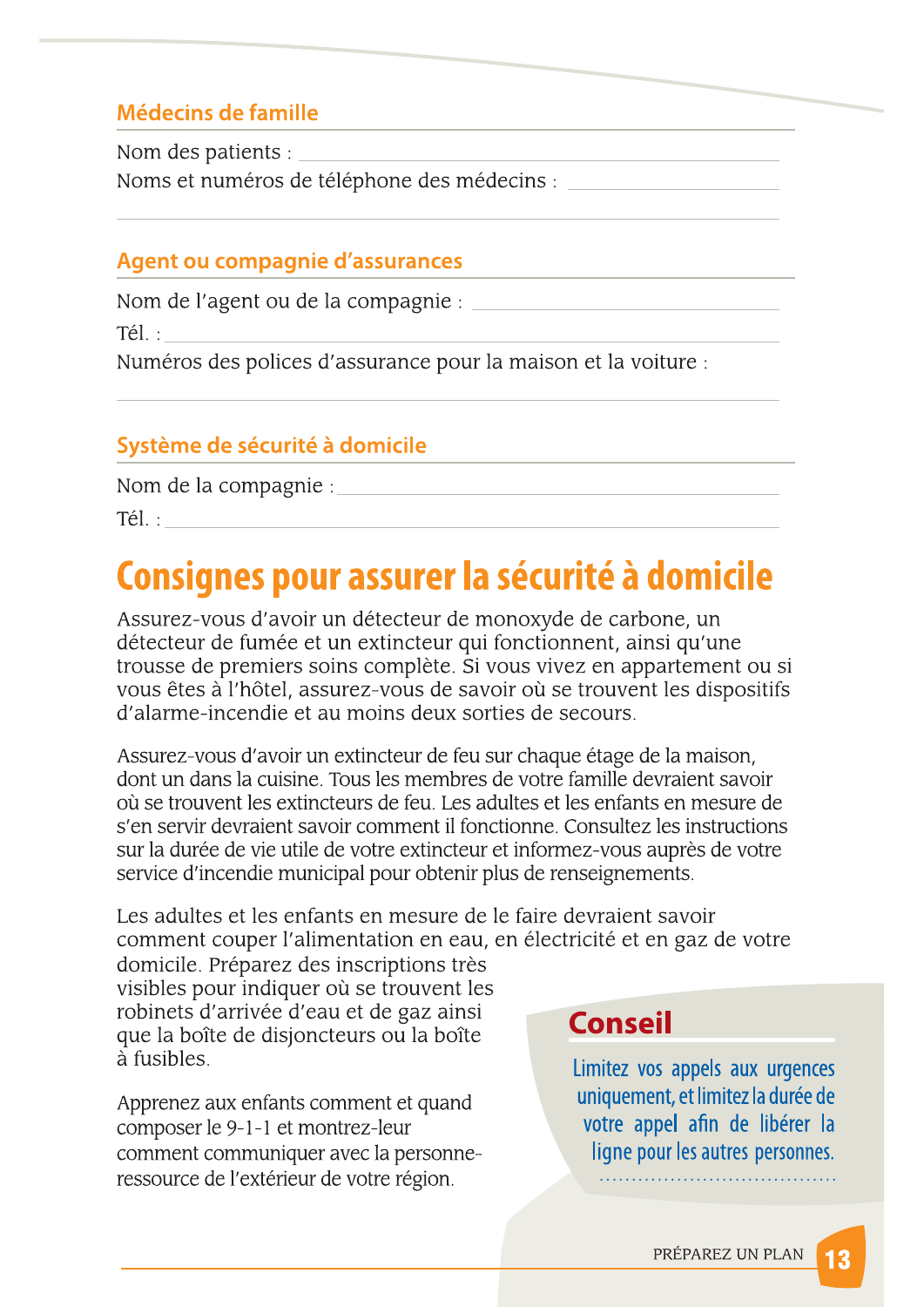### Médecins de famille

Nom des patients : ______________________________

Noms et numéros de téléphone des médecins : ______________________________

______________________________

### Agent ou compagnie d'assurances

Nom de l'agent ou de la compagnie : ______________________________

Tél. : ______________________________

Numéros des polices d'assurance pour la maison et la voiture :

______________________________

### Système de sécurité à domicile

Nom de la compagnie : ______________________________

Tél. : ______________________________

# Consignes pour assurer la sécurité à domicile

Assurez-vous d'avoir un détecteur de monoxyde de carbone, un détecteur de fumée et un extincteur qui fonctionnent, ainsi qu'une trousse de premiers soins complète. Si vous vivez en appartement ou si vous êtes à l'hôtel, assurez-vous de savoir où se trouvent les dispositifs d'alarme-incendie et au moins deux sorties de secours.

Assurez-vous d'avoir un extincteur de feu sur chaque étage de la maison, dont un dans la cuisine. Tous les membres de votre famille devraient savoir où se trouvent les extincteurs de feu. Les adultes et les enfants en mesure de s'en servir devraient savoir comment il fonctionne. Consultez les instructions sur la durée de vie utile de votre extincteur et informez-vous auprès de votre service d'incendie municipal pour obtenir plus de renseignements.

Les adultes et les enfants en mesure de le faire devraient savoir comment couper l'alimentation en eau, en électricité et en gaz de votre domicile. Préparez des inscriptions très visibles pour indiquer où se trouvent les robinets d'arrivée d'eau et de gaz ainsi que la boîte de disjoncteurs ou la boîte à fusibles.

Apprenez aux enfants comment et quand composer le 9-1-1 et montrez-leur comment communiquer avec la personne-ressource de l'extérieur de votre région.

**Conseil**

Limitez vos appels aux urgences uniquement, et limitez la durée de votre appel afin de libérer la ligne pour les autres personnes.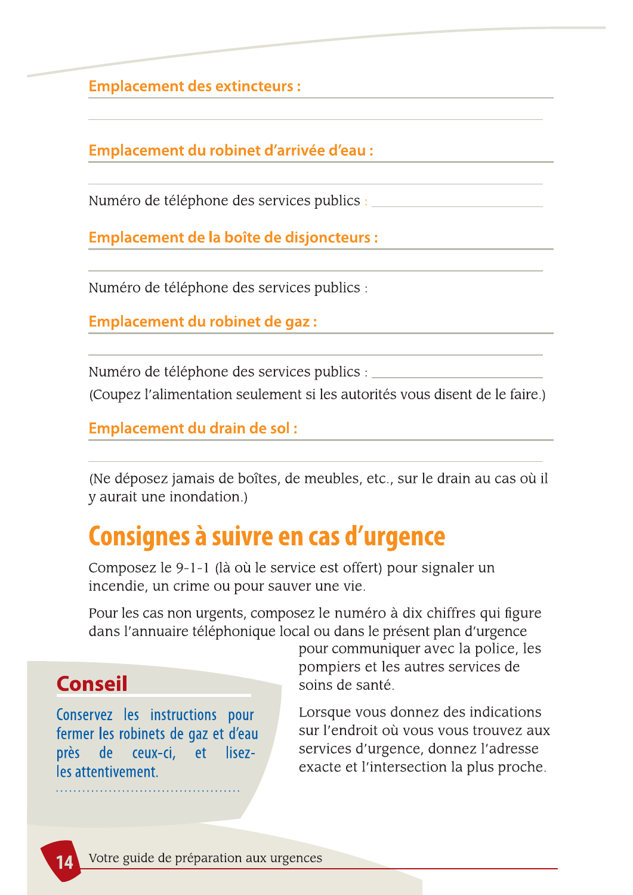**Emplacement des extincteurs :**

\_\_\_\_\_\_\_\_\_\_\_\_\_\_\_\_\_\_\_\_\_\_\_\_\_\_\_\_\_\_\_\_\_\_\_\_\_\_\_\_

**Emplacement du robinet d'arrivée d'eau :**

\_\_\_\_\_\_\_\_\_\_\_\_\_\_\_\_\_\_\_\_\_\_\_\_\_\_\_\_\_\_\_\_\_\_\_\_\_\_\_\_

Numéro de téléphone des services publics : \_\_\_\_\_\_\_\_\_\_\_\_\_\_\_\_\_\_\_\_

**Emplacement de la boîte de disjoncteurs :**

\_\_\_\_\_\_\_\_\_\_\_\_\_\_\_\_\_\_\_\_\_\_\_\_\_\_\_\_\_\_\_\_\_\_\_\_\_\_\_\_

Numéro de téléphone des services publics :

**Emplacement du robinet de gaz :**

\_\_\_\_\_\_\_\_\_\_\_\_\_\_\_\_\_\_\_\_\_\_\_\_\_\_\_\_\_\_\_\_\_\_\_\_\_\_\_\_

Numéro de téléphone des services publics : \_\_\_\_\_\_\_\_\_\_\_\_\_\_\_\_\_\_\_\_

(Coupez l'alimentation seulement si les autorités vous disent de le faire.)

**Emplacement du drain de sol :**

\_\_\_\_\_\_\_\_\_\_\_\_\_\_\_\_\_\_\_\_\_\_\_\_\_\_\_\_\_\_\_\_\_\_\_\_\_\_\_\_

(Ne déposez jamais de boîtes, de meubles, etc., sur le drain au cas où il y aurait une inondation.)

# Consignes à suivre en cas d'urgence

Composez le 9-1-1 (là où le service est offert) pour signaler un incendie, un crime ou pour sauver une vie.

Pour les cas non urgents, composez le numéro à dix chiffres qui figure dans l'annuaire téléphonique local ou dans le présent plan d'urgence pour communiquer avec la police, les pompiers et les autres services de soins de santé.

Lorsque vous donnez des indications sur l'endroit où vous vous trouvez aux services d'urgence, donnez l'adresse exacte et l'intersection la plus proche.

## Conseil

Conservez les instructions pour fermer les robinets de gaz et d'eau près de ceux-ci, et lisez-les attentivement.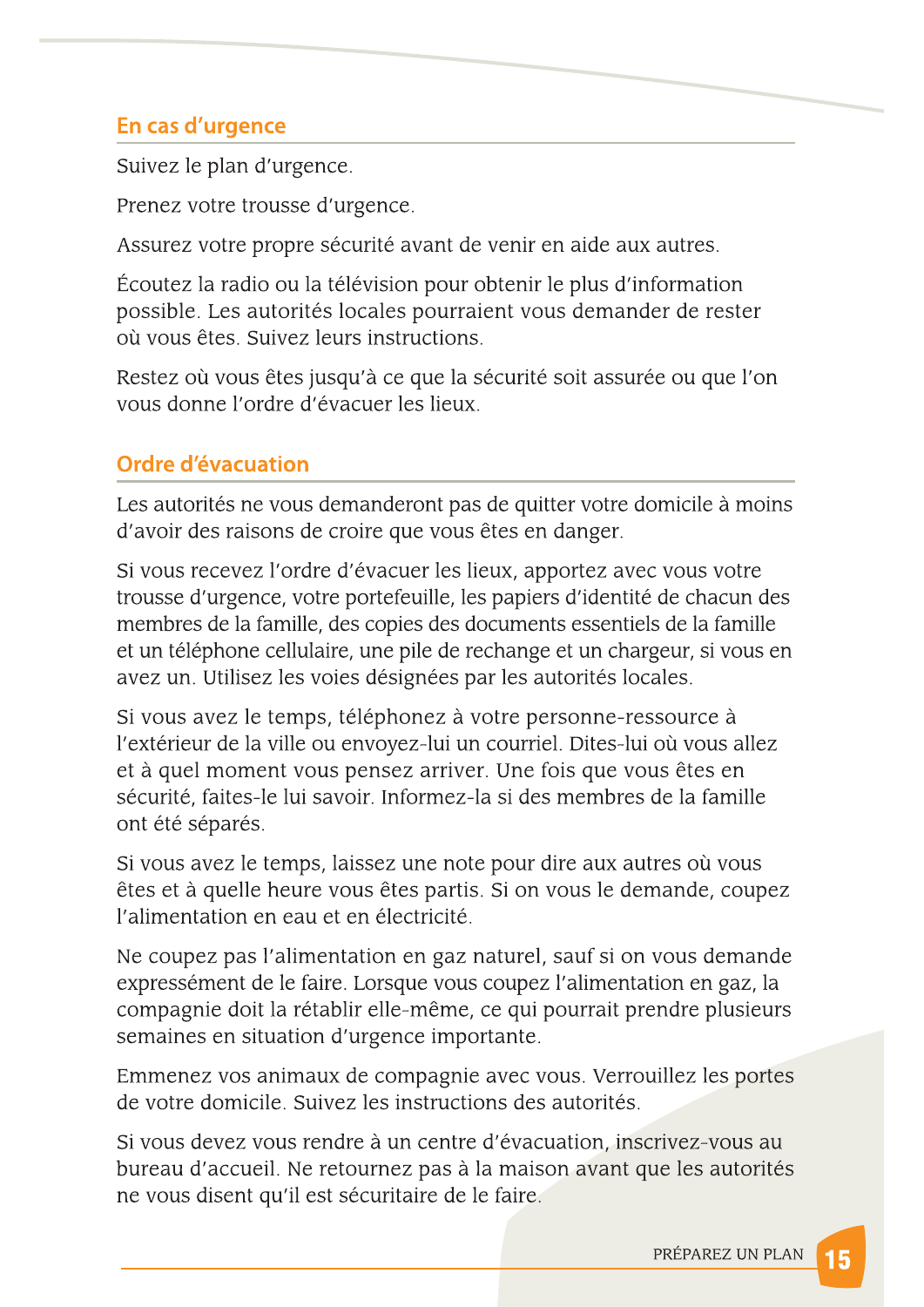## En cas d'urgence

Suivez le plan d'urgence.

Prenez votre trousse d'urgence.

Assurez votre propre sécurité avant de venir en aide aux autres.

Écoutez la radio ou la télévision pour obtenir le plus d'information possible. Les autorités locales pourraient vous demander de rester où vous êtes. Suivez leurs instructions.

Restez où vous êtes jusqu'à ce que la sécurité soit assurée ou que l'on vous donne l'ordre d'évacuer les lieux.

## Ordre d'évacuation

Les autorités ne vous demanderont pas de quitter votre domicile à moins d'avoir des raisons de croire que vous êtes en danger.

Si vous recevez l'ordre d'évacuer les lieux, apportez avec vous votre trousse d'urgence, votre portefeuille, les papiers d'identité de chacun des membres de la famille, des copies des documents essentiels de la famille et un téléphone cellulaire, une pile de rechange et un chargeur, si vous en avez un. Utilisez les voies désignées par les autorités locales.

Si vous avez le temps, téléphonez à votre personne-ressource à l'extérieur de la ville ou envoyez-lui un courriel. Dites-lui où vous allez et à quel moment vous pensez arriver. Une fois que vous êtes en sécurité, faites-le lui savoir. Informez-la si des membres de la famille ont été séparés.

Si vous avez le temps, laissez une note pour dire aux autres où vous êtes et à quelle heure vous êtes partis. Si on vous le demande, coupez l'alimentation en eau et en électricité.

Ne coupez pas l'alimentation en gaz naturel, sauf si on vous demande expressément de le faire. Lorsque vous coupez l'alimentation en gaz, la compagnie doit la rétablir elle-même, ce qui pourrait prendre plusieurs semaines en situation d'urgence importante.

Emmenez vos animaux de compagnie avec vous. Verrouillez les portes de votre domicile. Suivez les instructions des autorités.

Si vous devez vous rendre à un centre d'évacuation, inscrivez-vous au bureau d'accueil. Ne retournez pas à la maison avant que les autorités ne vous disent qu'il est sécuritaire de le faire.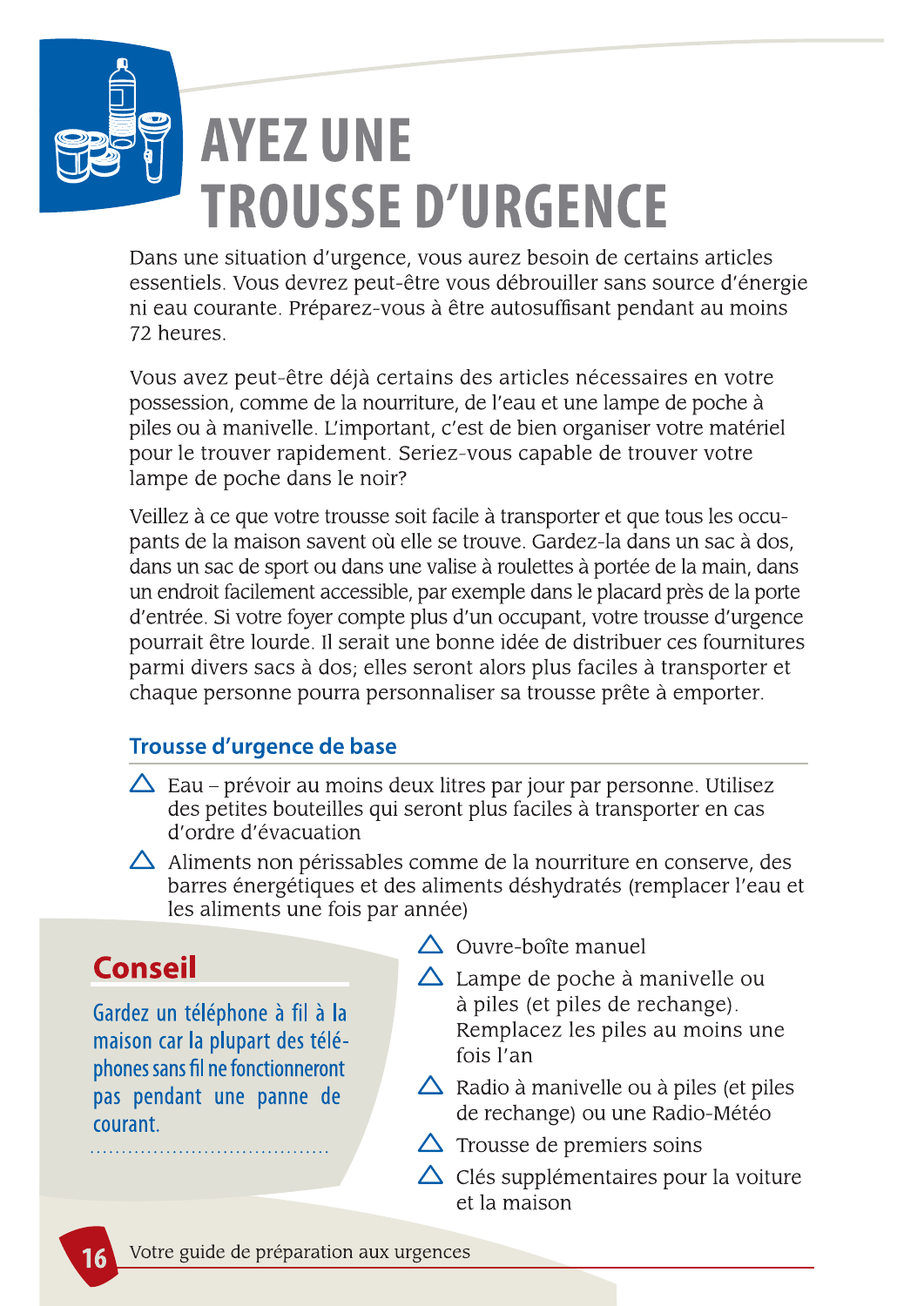# AYEZ UNE TROUSSE D'URGENCE

Dans une situation d'urgence, vous aurez besoin de certains articles essentiels. Vous devrez peut-être vous débrouiller sans source d'énergie ni eau courante. Préparez-vous à être autosuffisant pendant au moins 72 heures.

Vous avez peut-être déjà certains des articles nécessaires en votre possession, comme de la nourriture, de l'eau et une lampe de poche à piles ou à manivelle. L'important, c'est de bien organiser votre matériel pour le trouver rapidement. Seriez-vous capable de trouver votre lampe de poche dans le noir?

Veillez à ce que votre trousse soit facile à transporter et que tous les occupants de la maison savent où elle se trouve. Gardez-la dans un sac à dos, dans un sac de sport ou dans une valise à roulettes à portée de la main, dans un endroit facilement accessible, par exemple dans le placard près de la porte d'entrée. Si votre foyer compte plus d'un occupant, votre trousse d'urgence pourrait être lourde. Il serait une bonne idée de distribuer ces fournitures parmi divers sacs à dos; elles seront alors plus faciles à transporter et chaque personne pourra personnaliser sa trousse prête à emporter.

## Trousse d'urgence de base

- Eau – prévoir au moins deux litres par jour par personne. Utilisez des petites bouteilles qui seront plus faciles à transporter en cas d'ordre d'évacuation
- Aliments non périssables comme de la nourriture en conserve, des barres énergétiques et des aliments déshydratés (remplacer l'eau et les aliments une fois par année)
- Ouvre-boîte manuel
- Lampe de poche à manivelle ou à piles (et piles de rechange). Remplacez les piles au moins une fois l'an
- Radio à manivelle ou à piles (et piles de rechange) ou une Radio-Météo
- Trousse de premiers soins
- Clés supplémentaires pour la voiture et la maison

### Conseil

Gardez un téléphone à fil à la maison car la plupart des téléphones sans fil ne fonctionneront pas pendant une panne de courant.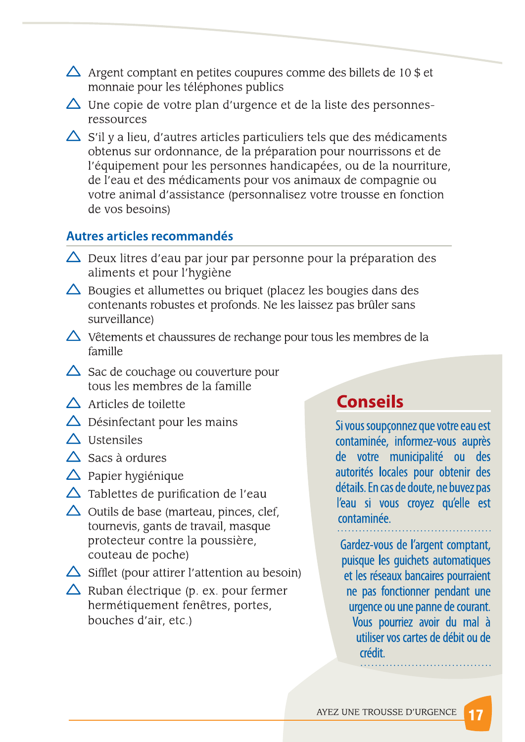- Argent comptant en petites coupures comme des billets de 10 $ et monnaie pour les téléphones publics
- Une copie de votre plan d'urgence et de la liste des personnes-ressources
- S'il y a lieu, d'autres articles particuliers tels que des médicaments obtenus sur ordonnance, de la préparation pour nourrissons et de l'équipement pour les personnes handicapées, ou de la nourriture, de l'eau et des médicaments pour vos animaux de compagnie ou votre animal d'assistance (personnalisez votre trousse en fonction de vos besoins)

### Autres articles recommandés

- Deux litres d'eau par jour par personne pour la préparation des aliments et pour l'hygiène
- Bougies et allumettes ou briquet (placez les bougies dans des contenants robustes et profonds. Ne les laissez pas brûler sans surveillance)
- Vêtements et chaussures de rechange pour tous les membres de la famille
- Sac de couchage ou couverture pour tous les membres de la famille
- Articles de toilette
- Désinfectant pour les mains
- Ustensiles
- Sacs à ordures
- Papier hygiénique
- Tablettes de purification de l'eau
- Outils de base (marteau, pinces, clef, tournevis, gants de travail, masque protecteur contre la poussière, couteau de poche)
- Sifflet (pour attirer l'attention au besoin)
- Ruban électrique (p. ex. pour fermer hermétiquement fenêtres, portes, bouches d'air, etc.)

## Conseils

Si vous soupçonnez que votre eau est contaminée, informez-vous auprès de votre municipalité ou des autorités locales pour obtenir des détails. En cas de doute, ne buvez pas l'eau si vous croyez qu'elle est contaminée.

Gardez-vous de l'argent comptant, puisque les guichets automatiques et les réseaux bancaires pourraient ne pas fonctionner pendant une urgence ou une panne de courant. Vous pourriez avoir du mal à utiliser vos cartes de débit ou de crédit.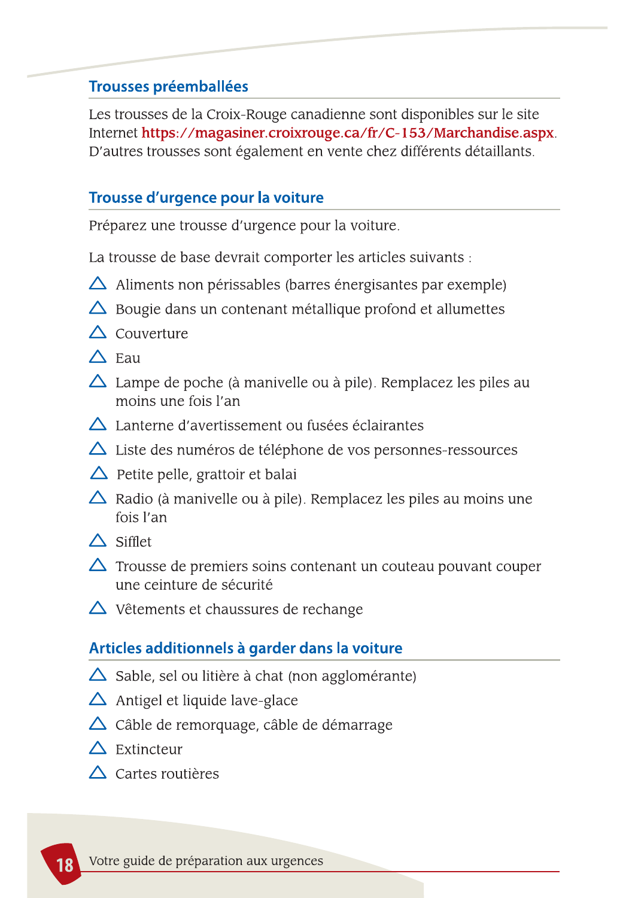## Trousses préemballées

Les trousses de la Croix-Rouge canadienne sont disponibles sur le site Internet **https://magasiner.croixrouge.ca/fr/C-153/Marchandise.aspx**. D'autres trousses sont également en vente chez différents détaillants.

## Trousse d'urgence pour la voiture

Préparez une trousse d'urgence pour la voiture.

La trousse de base devrait comporter les articles suivants :

- Aliments non périssables (barres énergisantes par exemple)
- Bougie dans un contenant métallique profond et allumettes
- Couverture
- Eau
- Lampe de poche (à manivelle ou à pile). Remplacez les piles au moins une fois l'an
- Lanterne d'avertissement ou fusées éclairantes
- Liste des numéros de téléphone de vos personnes-ressources
- Petite pelle, grattoir et balai
- Radio (à manivelle ou à pile). Remplacez les piles au moins une fois l'an
- Sifflet
- Trousse de premiers soins contenant un couteau pouvant couper une ceinture de sécurité
- Vêtements et chaussures de rechange

## Articles additionnels à garder dans la voiture

- Sable, sel ou litière à chat (non agglomérante)
- Antigel et liquide lave-glace
- Câble de remorquage, câble de démarrage
- Extincteur
- Cartes routières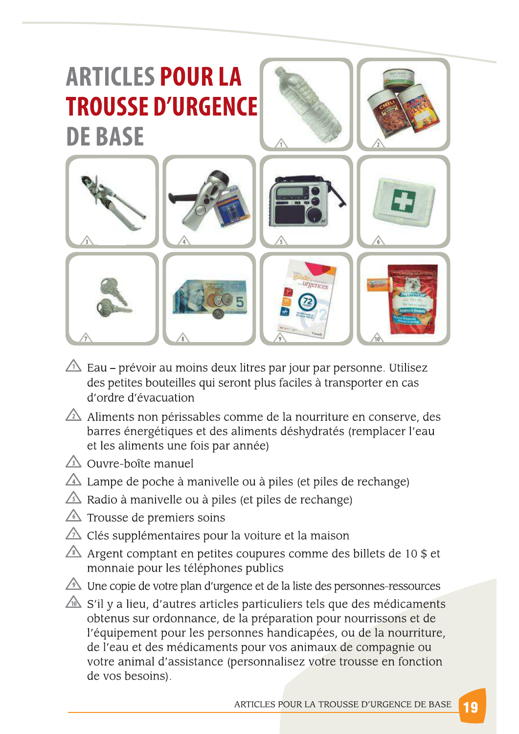# ARTICLES POUR LA TROUSSE D'URGENCE DE BASE

1. Eau – prévoir au moins deux litres par jour par personne. Utilisez des petites bouteilles qui seront plus faciles à transporter en cas d'ordre d'évacuation
2. Aliments non périssables comme de la nourriture en conserve, des barres énergétiques et des aliments déshydratés (remplacer l'eau et les aliments une fois par année)
3. Ouvre-boîte manuel
4. Lampe de poche à manivelle ou à piles (et piles de rechange)
5. Radio à manivelle ou à piles (et piles de rechange)
6. Trousse de premiers soins
7. Clés supplémentaires pour la voiture et la maison
8. Argent comptant en petites coupures comme des billets de 10 $ et monnaie pour les téléphones publics
9. Une copie de votre plan d'urgence et de la liste des personnes-ressources
10. S'il y a lieu, d'autres articles particuliers tels que des médicaments obtenus sur ordonnance, de la préparation pour nourrissons et de l'équipement pour les personnes handicapées, ou de la nourriture, de l'eau et des médicaments pour vos animaux de compagnie ou votre animal d'assistance (personnalisez votre trousse en fonction de vos besoins).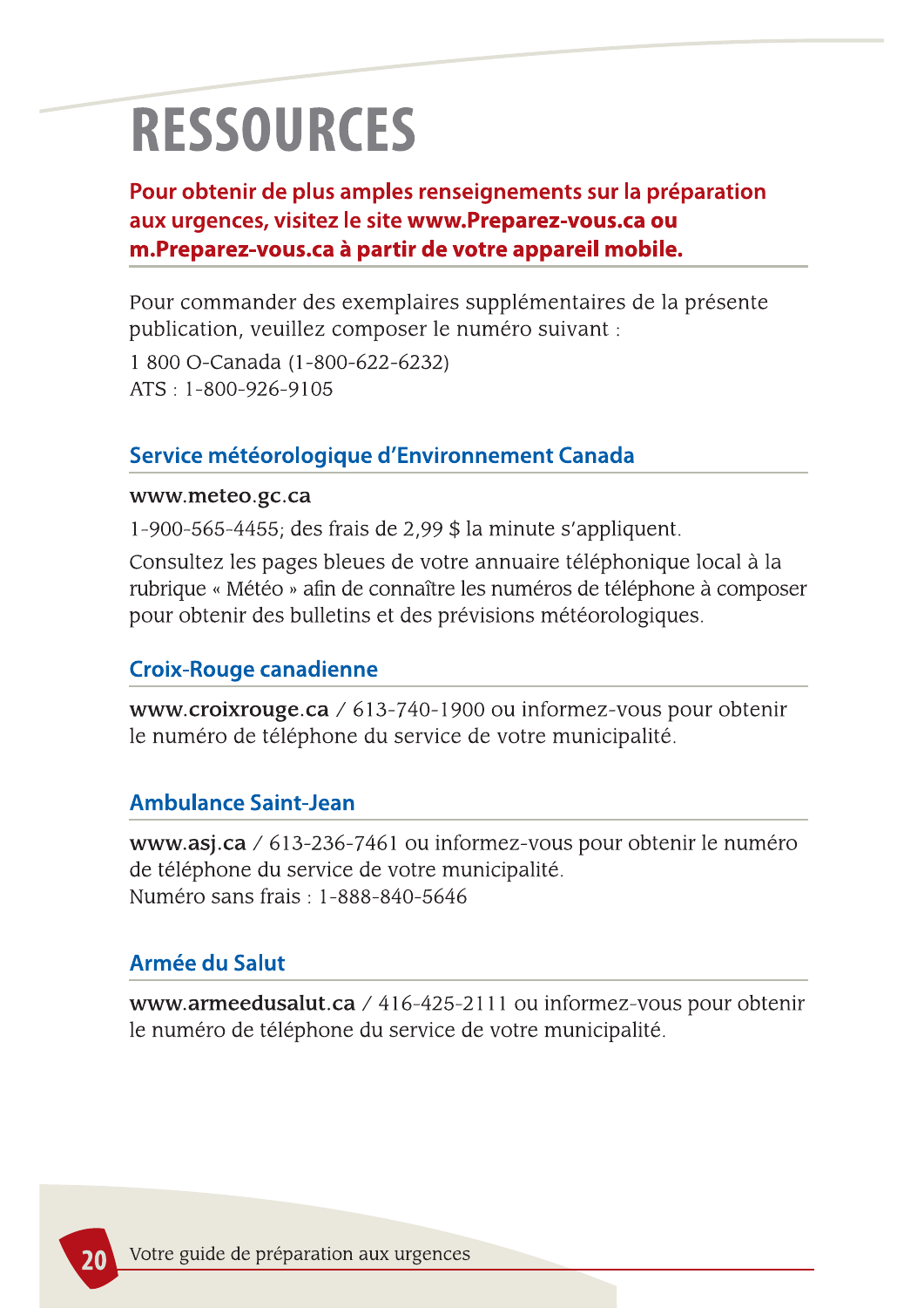# RESSOURCES

**Pour obtenir de plus amples renseignements sur la préparation aux urgences, visitez le site www.Preparez-vous.ca ou m.Preparez-vous.ca à partir de votre appareil mobile.**

Pour commander des exemplaires supplémentaires de la présente publication, veuillez composer le numéro suivant :
1 800 O-Canada (1-800-622-6232)
ATS : 1-800-926-9105

## Service météorologique d'Environnement Canada

**www.meteo.gc.ca**

1-900-565-4455; des frais de 2,99 $ la minute s'appliquent.

Consultez les pages bleues de votre annuaire téléphonique local à la rubrique « Météo » afin de connaître les numéros de téléphone à composer pour obtenir des bulletins et des prévisions météorologiques.

## Croix-Rouge canadienne

**www.croixrouge.ca** / 613-740-1900 ou informez-vous pour obtenir le numéro de téléphone du service de votre municipalité.

## Ambulance Saint-Jean

**www.asj.ca** / 613-236-7461 ou informez-vous pour obtenir le numéro de téléphone du service de votre municipalité.
Numéro sans frais : 1-888-840-5646

## Armée du Salut

**www.armeedusalut.ca** / 416-425-2111 ou informez-vous pour obtenir le numéro de téléphone du service de votre municipalité.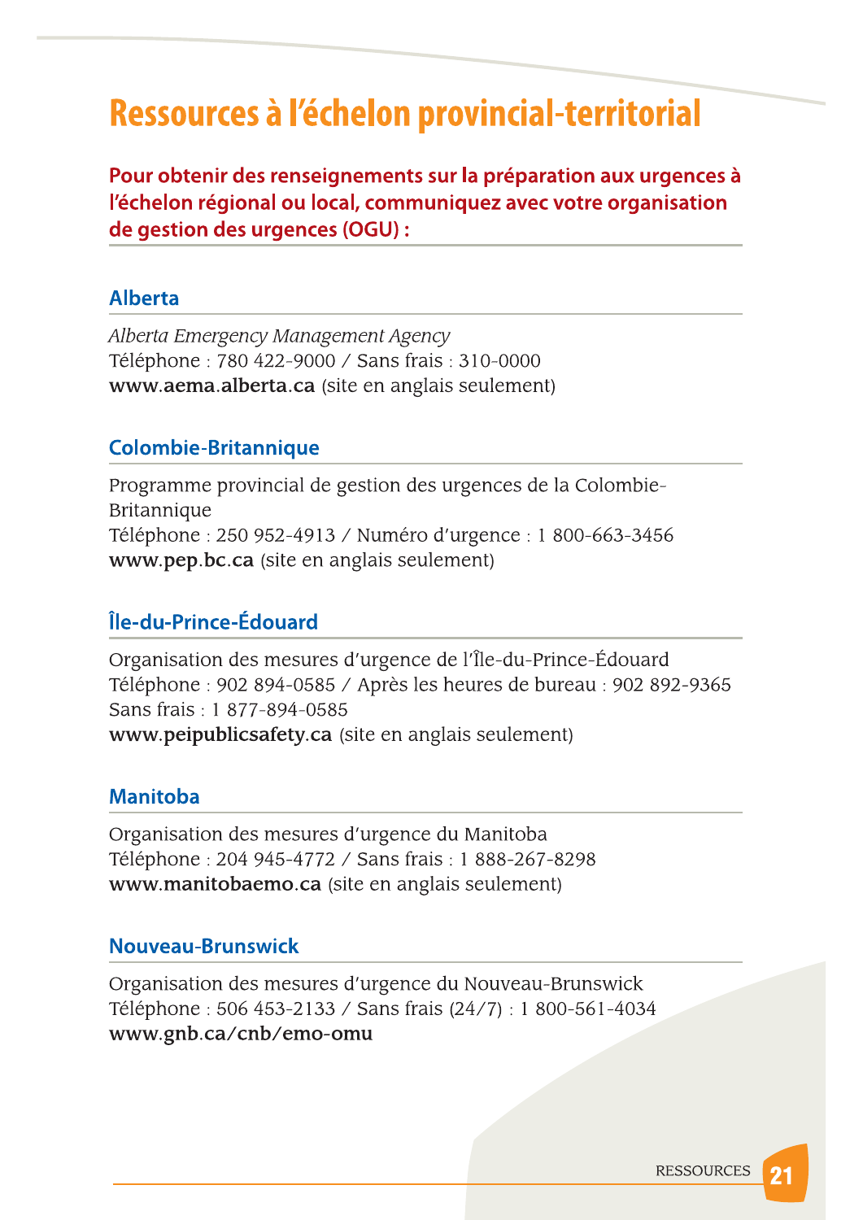# Ressources à l'échelon provincial-territorial

**Pour obtenir des renseignements sur la préparation aux urgences à l'échelon régional ou local, communiquez avec votre organisation de gestion des urgences (OGU) :**

## Alberta

*Alberta Emergency Management Agency*
Téléphone : 780 422-9000 / Sans frais : 310-0000
**www.aema.alberta.ca** (site en anglais seulement)

## Colombie-Britannique

Programme provincial de gestion des urgences de la Colombie-Britannique
Téléphone : 250 952-4913 / Numéro d'urgence : 1 800-663-3456
**www.pep.bc.ca** (site en anglais seulement)

## Île-du-Prince-Édouard

Organisation des mesures d'urgence de l'Île-du-Prince-Édouard
Téléphone : 902 894-0585 / Après les heures de bureau : 902 892-9365
Sans frais : 1 877-894-0585
**www.peipublicsafety.ca** (site en anglais seulement)

## Manitoba

Organisation des mesures d'urgence du Manitoba
Téléphone : 204 945-4772 / Sans frais : 1 888-267-8298
**www.manitobaemo.ca** (site en anglais seulement)

## Nouveau-Brunswick

Organisation des mesures d'urgence du Nouveau-Brunswick
Téléphone : 506 453-2133 / Sans frais (24/7) : 1 800-561-4034
**www.gnb.ca/cnb/emo-omu**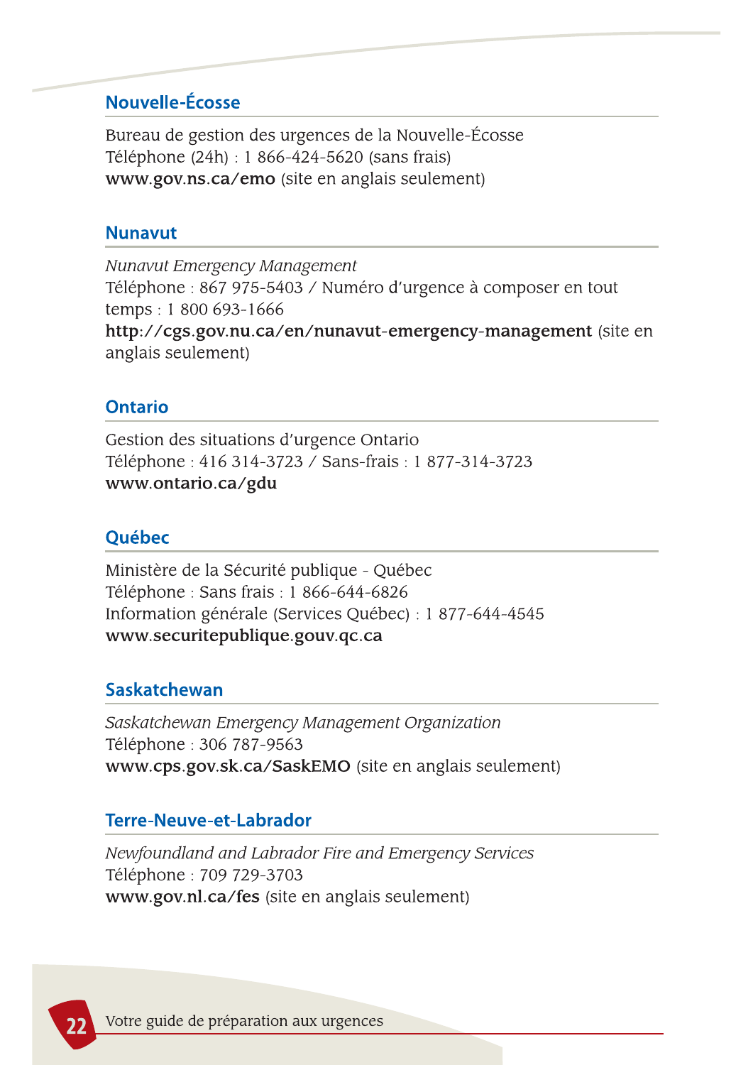## Nouvelle-Écosse

Bureau de gestion des urgences de la Nouvelle-Écosse
Téléphone (24h) : 1 866-424-5620 (sans frais)
**www.gov.ns.ca/emo** (site en anglais seulement)

## Nunavut

*Nunavut Emergency Management*
Téléphone : 867 975-5403 / Numéro d'urgence à composer en tout temps : 1 800 693-1666
**http://cgs.gov.nu.ca/en/nunavut-emergency-management** (site en anglais seulement)

## Ontario

Gestion des situations d'urgence Ontario
Téléphone : 416 314-3723 / Sans-frais : 1 877-314-3723
**www.ontario.ca/gdu**

## Québec

Ministère de la Sécurité publique - Québec
Téléphone : Sans frais : 1 866-644-6826
Information générale (Services Québec) : 1 877-644-4545
**www.securitepublique.gouv.qc.ca**

## Saskatchewan

*Saskatchewan Emergency Management Organization*
Téléphone : 306 787-9563
**www.cps.gov.sk.ca/SaskEMO** (site en anglais seulement)

## Terre-Neuve-et-Labrador

*Newfoundland and Labrador Fire and Emergency Services*
Téléphone : 709 729-3703
**www.gov.nl.ca/fes** (site en anglais seulement)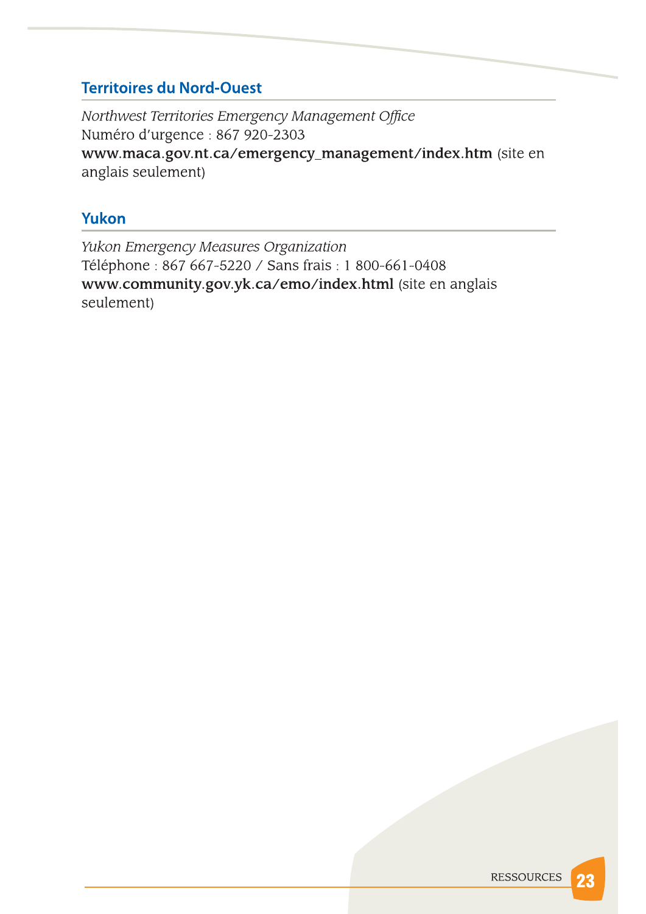## Territoires du Nord-Ouest

*Northwest Territories Emergency Management Office*
Numéro d'urgence : 867 920-2303
**www.maca.gov.nt.ca/emergency_management/index.htm** (site en anglais seulement)

## Yukon

*Yukon Emergency Measures Organization*
Téléphone : 867 667-5220 / Sans frais : 1 800-661-0408
**www.community.gov.yk.ca/emo/index.html** (site en anglais seulement)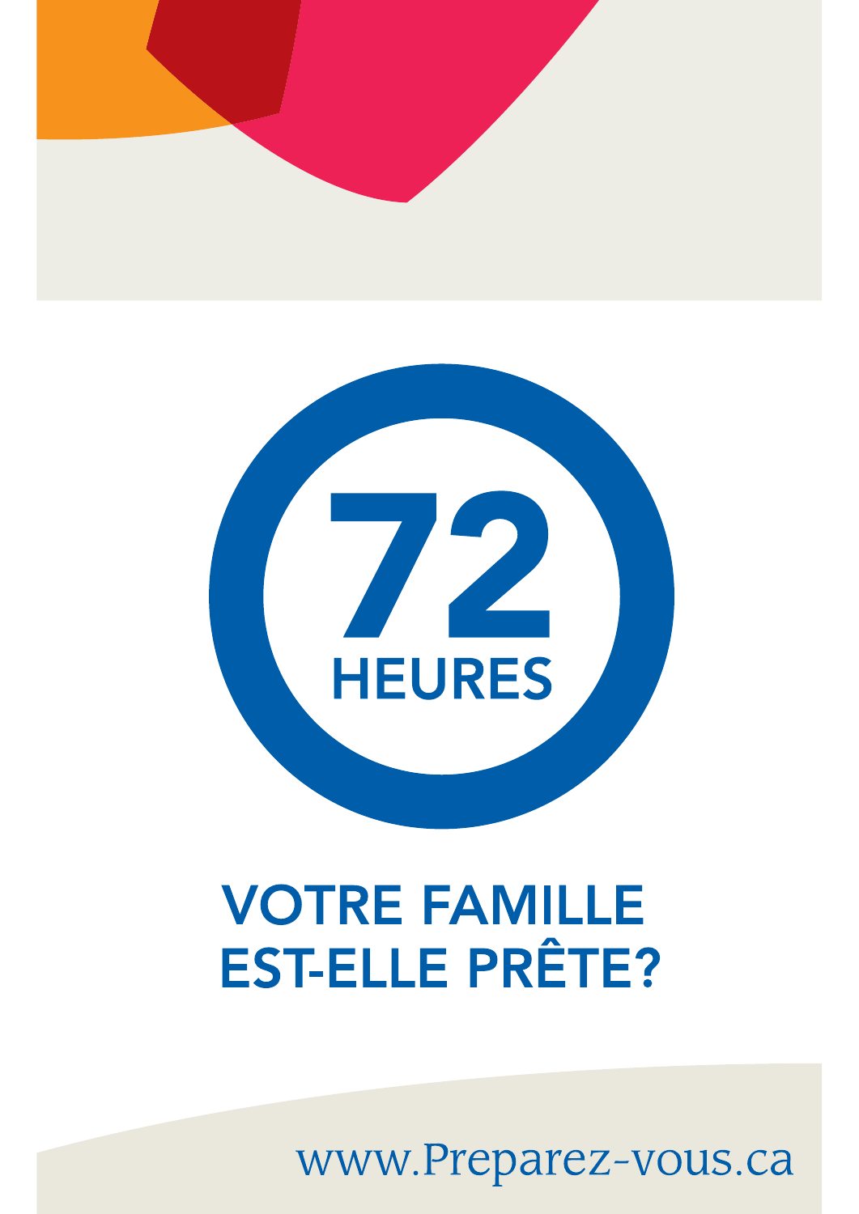# 72 HEURES

## VOTRE FAMILLE EST-ELLE PRÊTE?

www.Preparez-vous.ca